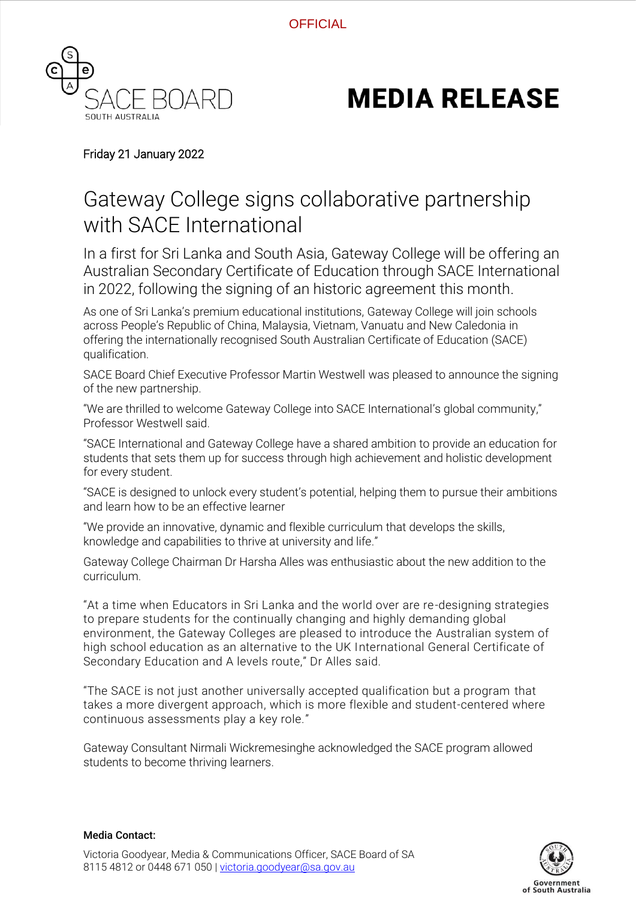OFFICIAL

SACE BOARD
SOUTH AUSTRALIA

# MEDIA RELEASE

Friday 21 January 2022

## Gateway College signs collaborative partnership with SACE International

In a first for Sri Lanka and South Asia, Gateway College will be offering an Australian Secondary Certificate of Education through SACE International in 2022, following the signing of an historic agreement this month.

As one of Sri Lanka's premium educational institutions, Gateway College will join schools across People's Republic of China, Malaysia, Vietnam, Vanuatu and New Caledonia in offering the internationally recognised South Australian Certificate of Education (SACE) qualification.

SACE Board Chief Executive Professor Martin Westwell was pleased to announce the signing of the new partnership.

"We are thrilled to welcome Gateway College into SACE International's global community," Professor Westwell said.

"SACE International and Gateway College have a shared ambition to provide an education for students that sets them up for success through high achievement and holistic development for every student.

"SACE is designed to unlock every student's potential, helping them to pursue their ambitions and learn how to be an effective learner

"We provide an innovative, dynamic and flexible curriculum that develops the skills, knowledge and capabilities to thrive at university and life."

Gateway College Chairman Dr Harsha Alles was enthusiastic about the new addition to the curriculum.

"At a time when Educators in Sri Lanka and the world over are re-designing strategies to prepare students for the continually changing and highly demanding global environment, the Gateway Colleges are pleased to introduce the Australian system of high school education as an alternative to the UK International General Certificate of Secondary Education and A levels route," Dr Alles said.

"The SACE is not just another universally accepted qualification but a program that takes a more divergent approach, which is more flexible and student-centered where continuous assessments play a key role."

Gateway Consultant Nirmali Wickremesinghe acknowledged the SACE program allowed students to become thriving learners.

**Media Contact:**

Victoria Goodyear, Media & Communications Officer, SACE Board of SA
8115 4812 or 0448 671 050 | victoria.goodyear@sa.gov.au

Government of South Australia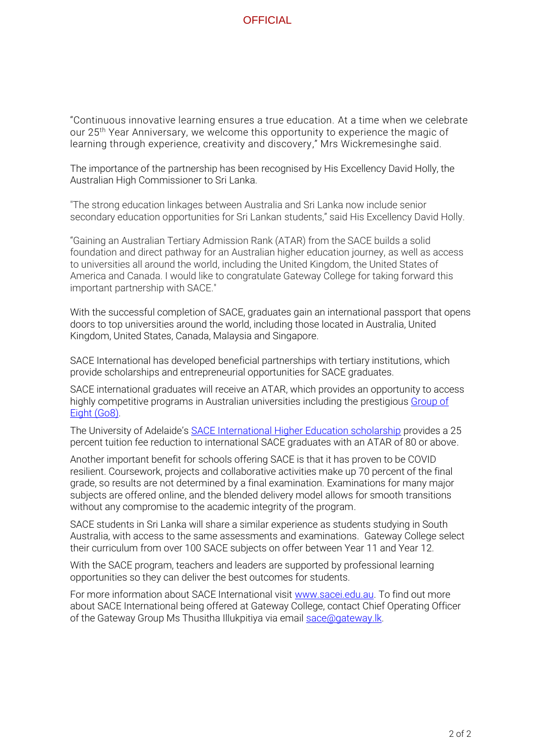"Continuous innovative learning ensures a true education. At a time when we celebrate our 25th Year Anniversary, we welcome this opportunity to experience the magic of learning through experience, creativity and discovery," Mrs Wickremesinghe said.

The importance of the partnership has been recognised by His Excellency David Holly, the Australian High Commissioner to Sri Lanka.

"The strong education linkages between Australia and Sri Lanka now include senior secondary education opportunities for Sri Lankan students," said His Excellency David Holly.

"Gaining an Australian Tertiary Admission Rank (ATAR) from the SACE builds a solid foundation and direct pathway for an Australian higher education journey, as well as access to universities all around the world, including the United Kingdom, the United States of America and Canada. I would like to congratulate Gateway College for taking forward this important partnership with SACE."

With the successful completion of SACE, graduates gain an international passport that opens doors to top universities around the world, including those located in Australia, United Kingdom, United States, Canada, Malaysia and Singapore.

SACE International has developed beneficial partnerships with tertiary institutions, which provide scholarships and entrepreneurial opportunities for SACE graduates.

SACE international graduates will receive an ATAR, which provides an opportunity to access highly competitive programs in Australian universities including the prestigious Group of Eight (Go8).

The University of Adelaide's SACE International Higher Education scholarship provides a 25 percent tuition fee reduction to international SACE graduates with an ATAR of 80 or above.

Another important benefit for schools offering SACE is that it has proven to be COVID resilient. Coursework, projects and collaborative activities make up 70 percent of the final grade, so results are not determined by a final examination. Examinations for many major subjects are offered online, and the blended delivery model allows for smooth transitions without any compromise to the academic integrity of the program.

SACE students in Sri Lanka will share a similar experience as students studying in South Australia, with access to the same assessments and examinations. Gateway College select their curriculum from over 100 SACE subjects on offer between Year 11 and Year 12.

With the SACE program, teachers and leaders are supported by professional learning opportunities so they can deliver the best outcomes for students.

For more information about SACE International visit www.sacei.edu.au. To find out more about SACE International being offered at Gateway College, contact Chief Operating Officer of the Gateway Group Ms Thusitha Illukpitiya via email sace@gateway.lk.